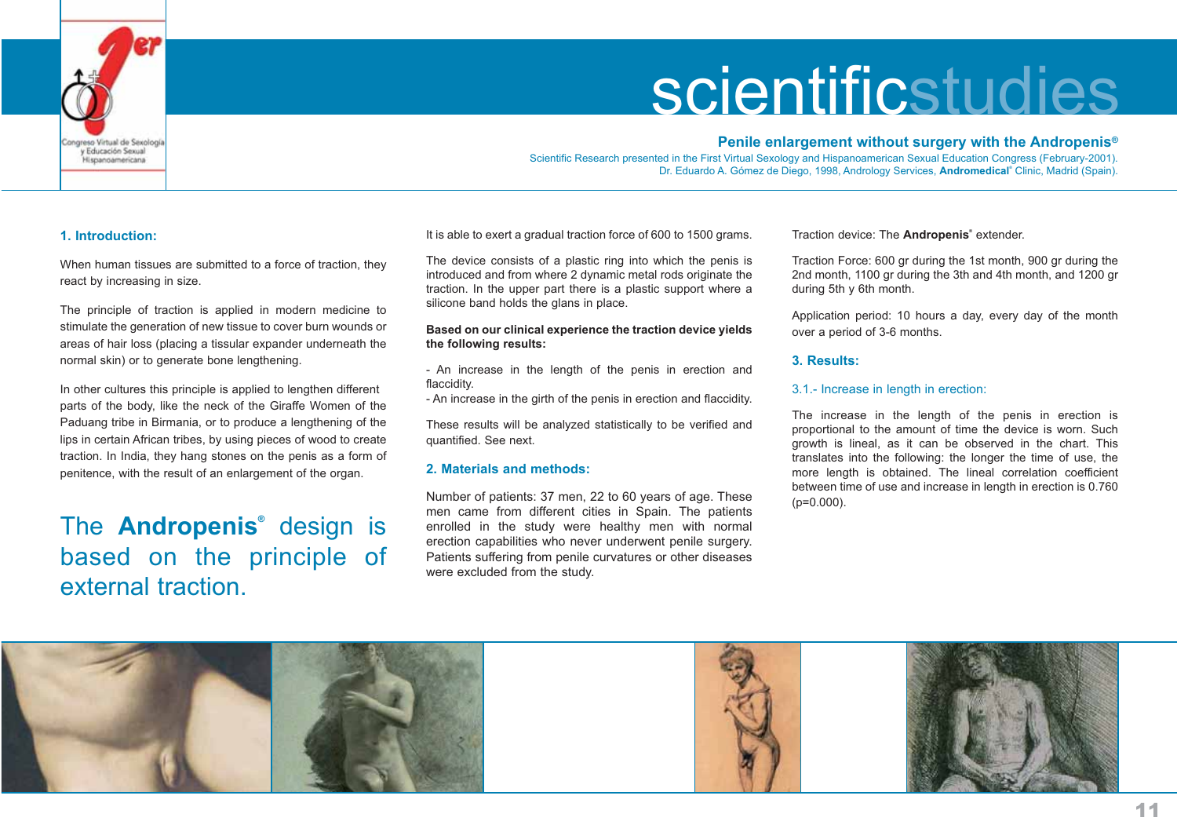# scientificstudies

## Penile enlargement without surgery with the Andropenis®

Scientific Research presented in the First Virtual Sexology and Hispanoamerican Sexual Education Congress (February-2001).
Dr. Eduardo A. Gómez de Diego, 1998, Andrology Services, **Andromedical**® Clinic, Madrid (Spain).

### 1. Introduction:

When human tissues are submitted to a force of traction, they react by increasing in size.

The principle of traction is applied in modern medicine to stimulate the generation of new tissue to cover burn wounds or areas of hair loss (placing a tissular expander underneath the normal skin) or to generate bone lengthening.

In other cultures this principle is applied to lengthen different parts of the body, like the neck of the Giraffe Women of the Paduang tribe in Birmania, or to produce a lengthening of the lips in certain African tribes, by using pieces of wood to create traction. In India, they hang stones on the penis as a form of penitence, with the result of an enlargement of the organ.

The **Andropenis**® design is based on the principle of external traction.

It is able to exert a gradual traction force of 600 to 1500 grams.

The device consists of a plastic ring into which the penis is introduced and from where 2 dynamic metal rods originate the traction. In the upper part there is a plastic support where a silicone band holds the glans in place.

**Based on our clinical experience the traction device yields the following results:**

- An increase in the length of the penis in erection and flaccidity.
- An increase in the girth of the penis in erection and flaccidity.

These results will be analyzed statistically to be verified and quantified. See next.

### 2. Materials and methods:

Number of patients: 37 men, 22 to 60 years of age. These men came from different cities in Spain. The patients enrolled in the study were healthy men with normal erection capabilities who never underwent penile surgery. Patients suffering from penile curvatures or other diseases were excluded from the study.

Traction device: The **Andropenis**® extender.

Traction Force: 600 gr during the 1st month, 900 gr during the 2nd month, 1100 gr during the 3th and 4th month, and 1200 gr during 5th y 6th month.

Application period: 10 hours a day, every day of the month over a period of 3-6 months.

### 3. Results:

#### 3.1.- Increase in length in erection:

The increase in the length of the penis in erection is proportional to the amount of time the device is worn. Such growth is lineal, as it can be observed in the chart. This translates into the following: the longer the time of use, the more length is obtained. The lineal correlation coefficient between time of use and increase in length in erection is 0.760 ($p=0.000$).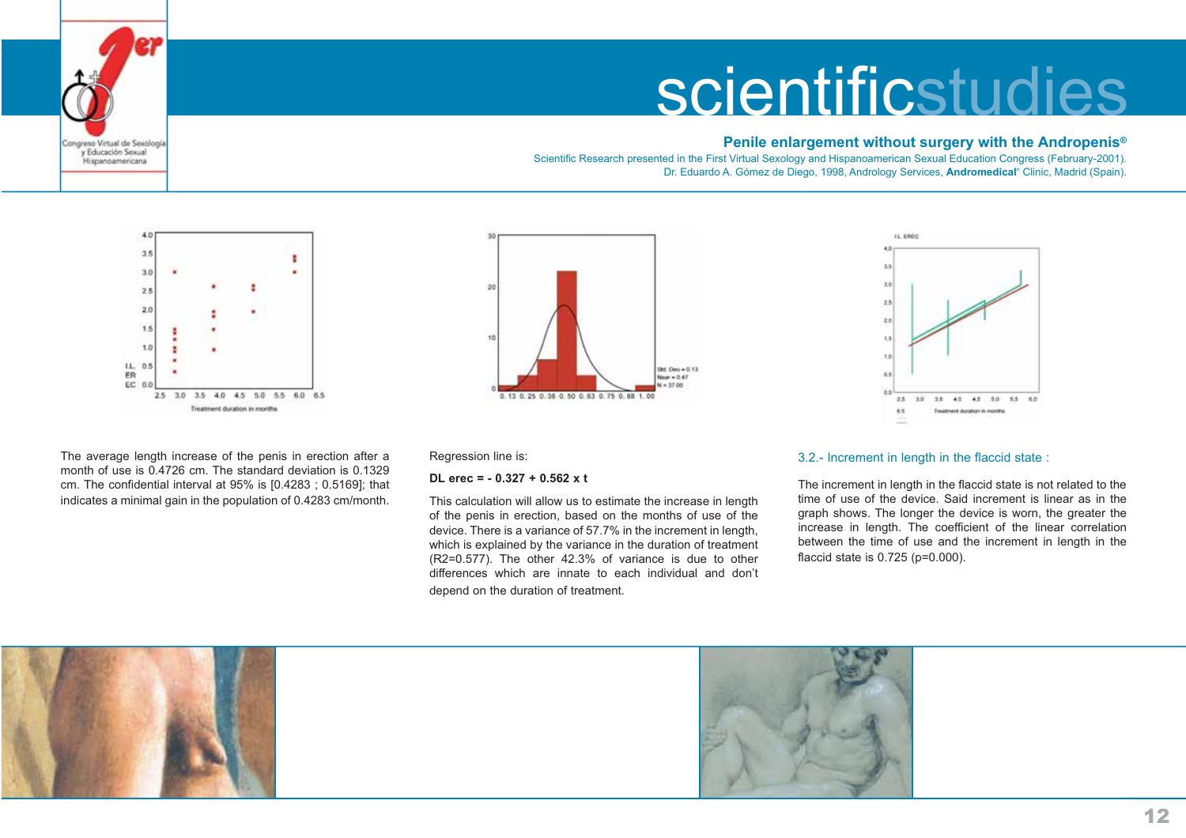**Penile enlargement without surgery with the Andropenis®**

Scientific Research presented in the First Virtual Sexology and Hispanoamerican Sexual Education Congress (February-2001).
Dr. Eduardo A. Gómez de Diego, 1998, Andrology Services, **Andromedical**® Clinic, Madrid (Spain).

The average length increase of the penis in erection after a month of use is 0.4726 cm. The standard deviation is 0.1329 cm. The confidential interval at 95% is [0.4283 ; 0.5169]; that indicates a minimal gain in the population of 0.4283 cm/month.

Regression line is:

**DL erec = - 0.327 + 0.562 x t**

This calculation will allow us to estimate the increase in length of the penis in erection, based on the months of use of the device. There is a variance of 57.7% in the increment in length, which is explained by the variance in the duration of treatment ($R2=0.577$). The other 42.3% of variance is due to other differences which are innate to each individual and don't depend on the duration of treatment.

### 3.2.- Increment in length in the flaccid state :

The increment in length in the flaccid state is not related to the time of use of the device. Said increment is linear as in the graph shows. The longer the device is worn, the greater the increase in length. The coefficient of the linear correlation between the time of use and the increment in length in the flaccid state is 0.725 ($p=0.000$).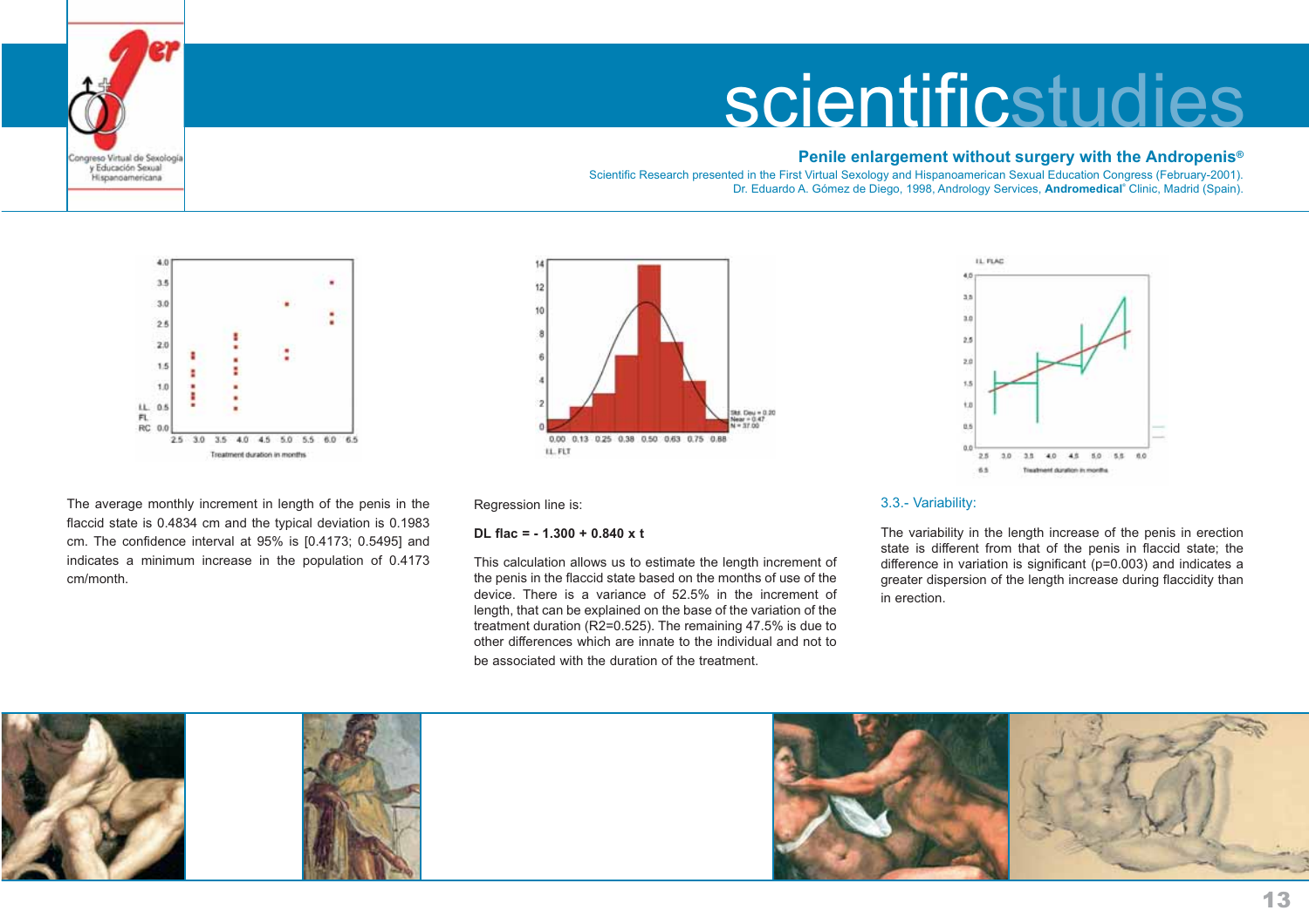The average monthly increment in length of the penis in the flaccid state is 0.4834 cm and the typical deviation is 0.1983 cm. The confidence interval at 95% is [0.4173; 0.5495] and indicates a minimum increase in the population of 0.4173 cm/month.

Regression line is:

**DL flac = - 1.300 + 0.840 x t**

This calculation allows us to estimate the length increment of the penis in the flaccid state based on the months of use of the device. There is a variance of 52.5% in the increment of length, that can be explained on the base of the variation of the treatment duration ($R^2=0.525$). The remaining 47.5% is due to other differences which are innate to the individual and not to be associated with the duration of the treatment.

### 3.3.- Variability:

The variability in the length increase of the penis in erection state is different from that of the penis in flaccid state; the difference in variation is significant ($p=0.003$) and indicates a greater dispersion of the length increase during flaccidity than in erection.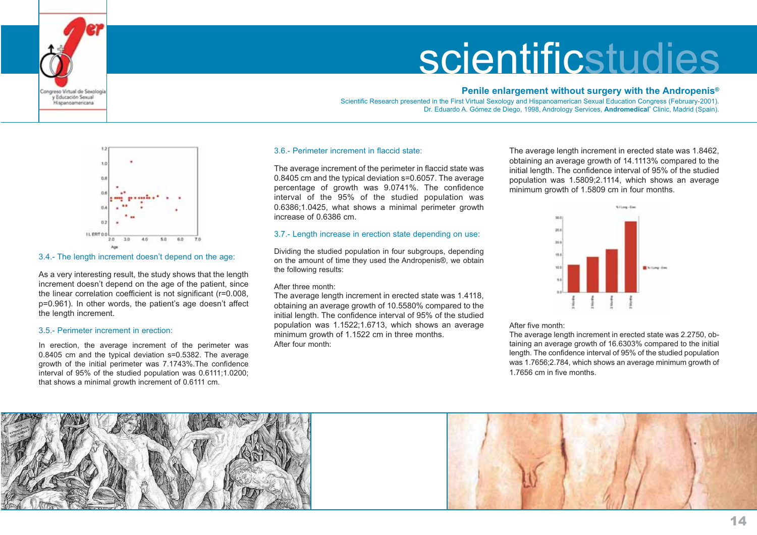# scientificstudies

**Penile enlargement without surgery with the Andropenis®**

Scientific Research presented in the First Virtual Sexology and Hispanoamerican Sexual Education Congress (February-2001).
Dr. Eduardo A. Gómez de Diego, 1998, Andrology Services, **Andromedical®** Clinic, Madrid (Spain).

### 3.4.- The length increment doesn't depend on the age:

As a very interesting result, the study shows that the length increment doesn't depend on the age of the patient, since the linear correlation coefficient is not significant ($r=0.008$, $p=0.961$). In other words, the patient's age doesn't affect the length increment.

### 3.5.- Perimeter increment in erection:

In erection, the average increment of the perimeter was 0.8405 cm and the typical deviation s=0.5382. The average growth of the initial perimeter was 7.1743%.The confidence interval of 95% of the studied population was 0.6111;1.0200; that shows a minimal growth increment of 0.6111 cm.

### 3.6.- Perimeter increment in flaccid state:

The average increment of the perimeter in flaccid state was 0.8405 cm and the typical deviation s=0.6057. The average percentage of growth was 9.0741%. The confidence interval of the 95% of the studied population was 0.6386;1.0425, what shows a minimal perimeter growth increase of 0.6386 cm.

### 3.7.- Length increase in erection state depending on use:

Dividing the studied population in four subgroups, depending on the amount of time they used the Andropenis®, we obtain the following results:

After three month:
The average length increment in erected state was 1.4118, obtaining an average growth of 10.5580% compared to the initial length. The confidence interval of 95% of the studied population was 1.1522;1.6713, which shows an average minimum growth of 1.1522 cm in three months.
After four month:

The average length increment in erected state was 1.8462, obtaining an average growth of 14.1113% compared to the initial length. The confidence interval of 95% of the studied population was 1.5809;2.1114, which shows an average minimum growth of 1.5809 cm in four months.

After five month:
The average length increment in erected state was 2.2750, obtaining an average growth of 16.6303% compared to the initial length. The confidence interval of 95% of the studied population was 1.7656;2.784, which shows an average minimum growth of 1.7656 cm in five months.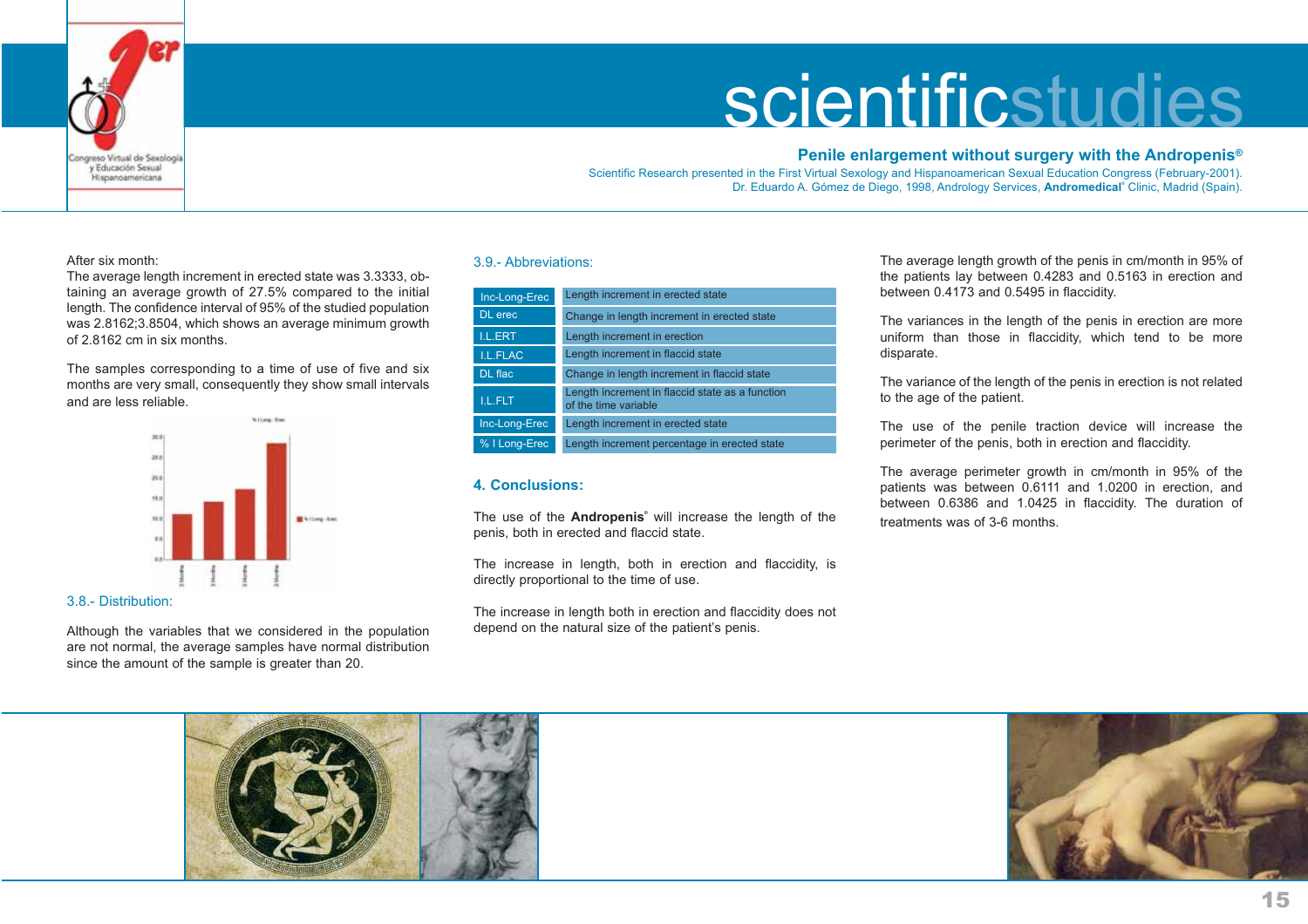# scientificstudies

**Penile enlargement without surgery with the Andropenis®**

Scientific Research presented in the First Virtual Sexology and Hispanoamerican Sexual Education Congress (February-2001).
Dr. Eduardo A. Gómez de Diego, 1998, Andrology Services, **Andromedical**® Clinic, Madrid (Spain).

After six month:
The average length increment in erected state was 3.3333, obtaining an average growth of 27.5% compared to the initial length. The confidence interval of 95% of the studied population was 2.8162;3.8504, which shows an average minimum growth of 2.8162 cm in six months.

The samples corresponding to a time of use of five and six months are very small, consequently they show small intervals and are less reliable.

% I Long - Erec
30.0
25.0
20.0
15.0
10.0
5.0
0.0
3 Months
4 Months
5 Months
6 Months
% I Long - Erec

## 3.8.- Distribution:

Although the variables that we considered in the population are not normal, the average samples have normal distribution since the amount of the sample is greater than 20.

## 3.9.- Abbreviations:

| | |
|---|---|
| Inc-Long-Erec | Length increment in erected state |
| DL erec | Change in length increment in erected state |
| I.L.ERT | Length increment in erection |
| I.L.FLAC | Length increment in flaccid state |
| DL flac | Change in length increment in flaccid state |
| I.L.FLT | Length increment in flaccid state as a function of the time variable |
| Inc-Long-Erec | Length increment in erected state |
| % I Long-Erec | Length increment percentage in erected state |

## 4. Conclusions:

The use of the **Andropenis**® will increase the length of the penis, both in erected and flaccid state.

The increase in length, both in erection and flaccidity, is directly proportional to the time of use.

The increase in length both in erection and flaccidity does not depend on the natural size of the patient's penis.

The average length growth of the penis in cm/month in 95% of the patients lay between 0.4283 and 0.5163 in erection and between 0.4173 and 0.5495 in flaccidity.

The variances in the length of the penis in erection are more uniform than those in flaccidity, which tend to be more disparate.

The variance of the length of the penis in erection is not related to the age of the patient.

The use of the penile traction device will increase the perimeter of the penis, both in erection and flaccidity.

The average perimeter growth in cm/month in 95% of the patients was between 0.6111 and 1.0200 in erection, and between 0.6386 and 1.0425 in flaccidity. The duration of treatments was of 3-6 months.